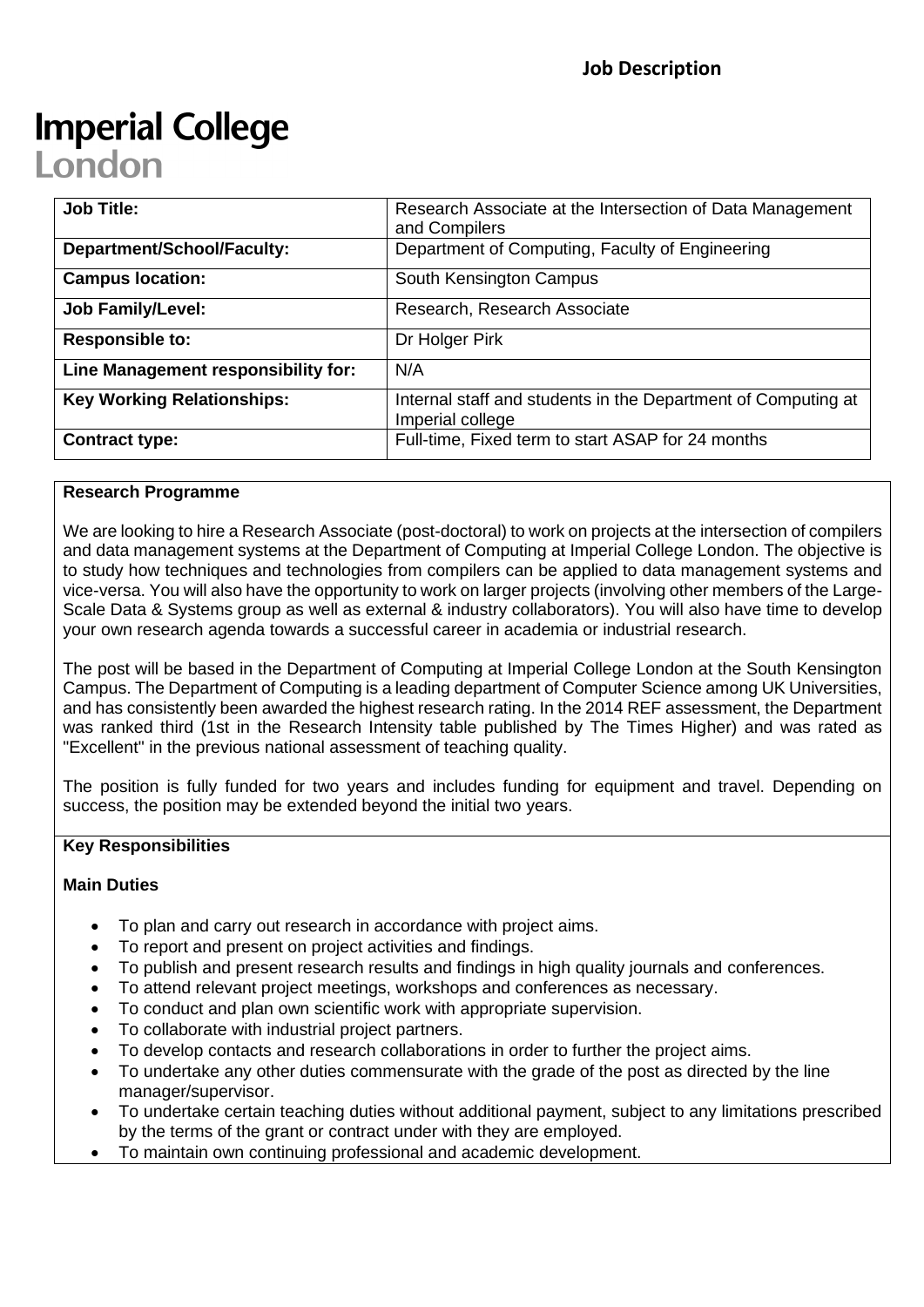**Job Description**

# Imperial College London

| Job Title: | Research Associate at the Intersection of Data Management and Compilers |
|---|---|
| Department/School/Faculty: | Department of Computing, Faculty of Engineering |
| Campus location: | South Kensington Campus |
| Job Family/Level: | Research, Research Associate |
| Responsible to: | Dr Holger Pirk |
| Line Management responsibility for: | N/A |
| Key Working Relationships: | Internal staff and students in the Department of Computing at Imperial college |
| Contract type: | Full-time, Fixed term to start ASAP for 24 months |

## Research Programme

We are looking to hire a Research Associate (post-doctoral) to work on projects at the intersection of compilers and data management systems at the Department of Computing at Imperial College London. The objective is to study how techniques and technologies from compilers can be applied to data management systems and vice-versa. You will also have the opportunity to work on larger projects (involving other members of the Large-Scale Data & Systems group as well as external & industry collaborators). You will also have time to develop your own research agenda towards a successful career in academia or industrial research.

The post will be based in the Department of Computing at Imperial College London at the South Kensington Campus. The Department of Computing is a leading department of Computer Science among UK Universities, and has consistently been awarded the highest research rating. In the 2014 REF assessment, the Department was ranked third (1st in the Research Intensity table published by The Times Higher) and was rated as "Excellent" in the previous national assessment of teaching quality.

The position is fully funded for two years and includes funding for equipment and travel. Depending on success, the position may be extended beyond the initial two years.

## Key Responsibilities

### Main Duties

- To plan and carry out research in accordance with project aims.
- To report and present on project activities and findings.
- To publish and present research results and findings in high quality journals and conferences.
- To attend relevant project meetings, workshops and conferences as necessary.
- To conduct and plan own scientific work with appropriate supervision.
- To collaborate with industrial project partners.
- To develop contacts and research collaborations in order to further the project aims.
- To undertake any other duties commensurate with the grade of the post as directed by the line manager/supervisor.
- To undertake certain teaching duties without additional payment, subject to any limitations prescribed by the terms of the grant or contract under with they are employed.
- To maintain own continuing professional and academic development.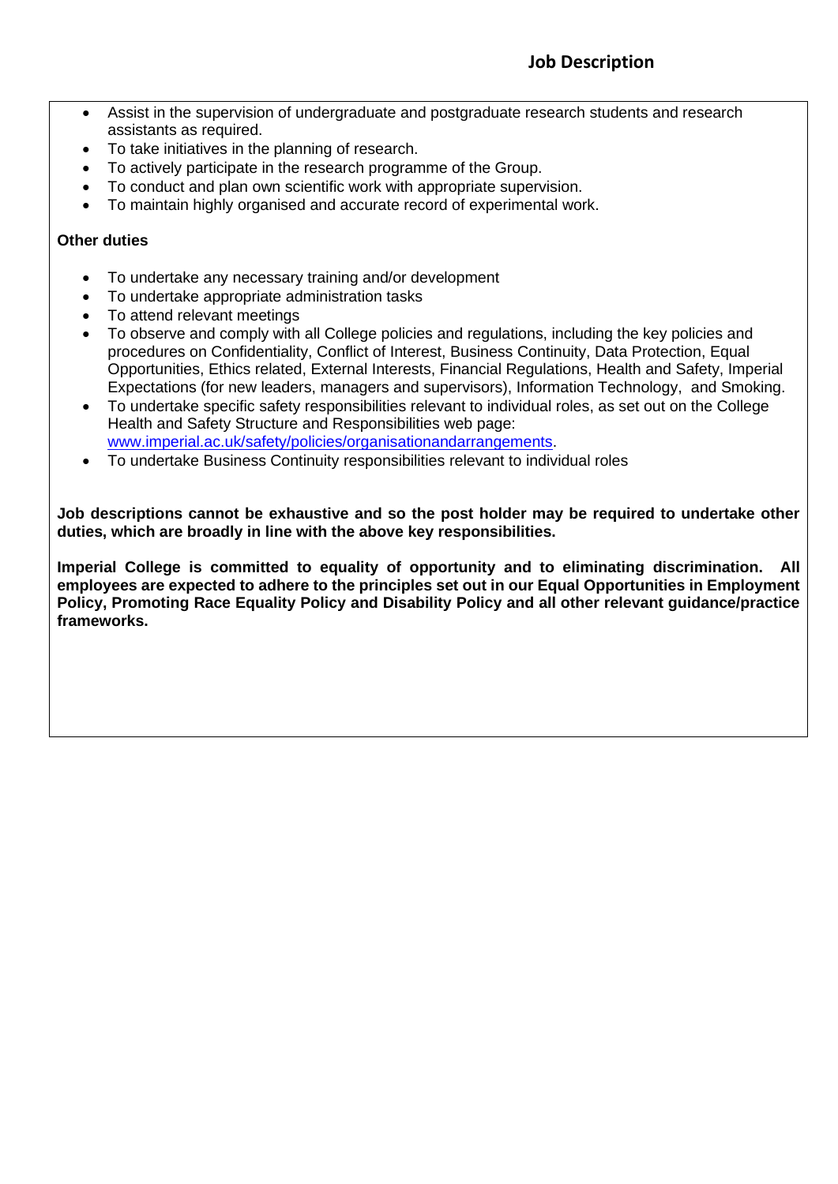- Assist in the supervision of undergraduate and postgraduate research students and research assistants as required.
- To take initiatives in the planning of research.
- To actively participate in the research programme of the Group.
- To conduct and plan own scientific work with appropriate supervision.
- To maintain highly organised and accurate record of experimental work.

**Other duties**

- To undertake any necessary training and/or development
- To undertake appropriate administration tasks
- To attend relevant meetings
- To observe and comply with all College policies and regulations, including the key policies and procedures on Confidentiality, Conflict of Interest, Business Continuity, Data Protection, Equal Opportunities, Ethics related, External Interests, Financial Regulations, Health and Safety, Imperial Expectations (for new leaders, managers and supervisors), Information Technology, and Smoking.
- To undertake specific safety responsibilities relevant to individual roles, as set out on the College Health and Safety Structure and Responsibilities web page: [www.imperial.ac.uk/safety/policies/organisationandarrangements](www.imperial.ac.uk/safety/policies/organisationandarrangements).
- To undertake Business Continuity responsibilities relevant to individual roles

**Job descriptions cannot be exhaustive and so the post holder may be required to undertake other duties, which are broadly in line with the above key responsibilities.**

**Imperial College is committed to equality of opportunity and to eliminating discrimination. All employees are expected to adhere to the principles set out in our Equal Opportunities in Employment Policy, Promoting Race Equality Policy and Disability Policy and all other relevant guidance/practice frameworks.**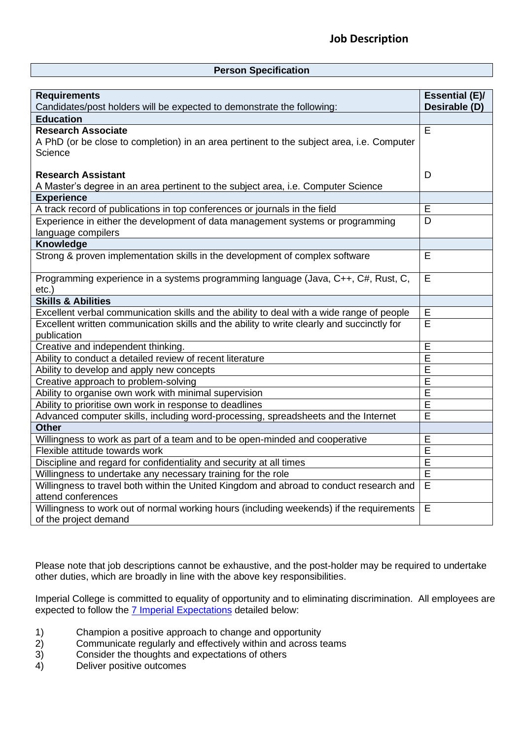# Job Description

## Person Specification

| **Requirements**<br>Candidates/post holders will be expected to demonstrate the following: | **Essential (E)/ Desirable (D)** |
|---|---|
| **Education** | |
| **Research Associate**<br>A PhD (or be close to completion) in an area pertinent to the subject area, i.e. Computer Science | E |
| **Research Assistant**<br>A Master's degree in an area pertinent to the subject area, i.e. Computer Science | D |
| **Experience** | |
| A track record of publications in top conferences or journals in the field | E |
| Experience in either the development of data management systems or programming language compilers | D |
| **Knowledge** | |
| Strong & proven implementation skills in the development of complex software | E |
| Programming experience in a systems programming language (Java, C++, C#, Rust, C, etc.) | E |
| **Skills & Abilities** | |
| Excellent verbal communication skills and the ability to deal with a wide range of people | E |
| Excellent written communication skills and the ability to write clearly and succinctly for publication | E |
| Creative and independent thinking. | E |
| Ability to conduct a detailed review of recent literature | E |
| Ability to develop and apply new concepts | E |
| Creative approach to problem-solving | E |
| Ability to organise own work with minimal supervision | E |
| Ability to prioritise own work in response to deadlines | E |
| Advanced computer skills, including word-processing, spreadsheets and the Internet | E |
| **Other** | |
| Willingness to work as part of a team and to be open-minded and cooperative | E |
| Flexible attitude towards work | E |
| Discipline and regard for confidentiality and security at all times | E |
| Willingness to undertake any necessary training for the role | E |
| Willingness to travel both within the United Kingdom and abroad to conduct research and attend conferences | E |
| Willingness to work out of normal working hours (including weekends) if the requirements of the project demand | E |

Please note that job descriptions cannot be exhaustive, and the post-holder may be required to undertake other duties, which are broadly in line with the above key responsibilities.

Imperial College is committed to equality of opportunity and to eliminating discrimination. All employees are expected to follow the 7 Imperial Expectations detailed below:

1) Champion a positive approach to change and opportunity
2) Communicate regularly and effectively within and across teams
3) Consider the thoughts and expectations of others
4) Deliver positive outcomes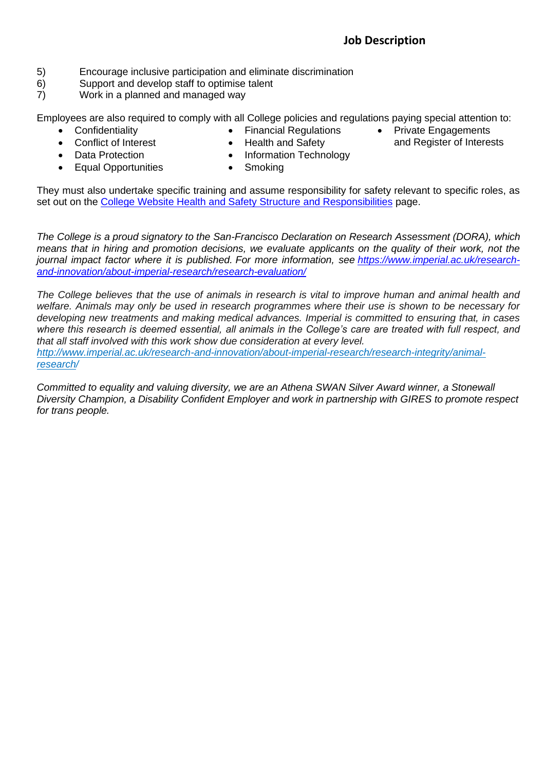5) Encourage inclusive participation and eliminate discrimination
6) Support and develop staff to optimise talent
7) Work in a planned and managed way

Employees are also required to comply with all College policies and regulations paying special attention to:

- Confidentiality
- Conflict of Interest
- Data Protection
- Equal Opportunities
- Financial Regulations
- Health and Safety
- Information Technology
- Smoking
- Private Engagements and Register of Interests

They must also undertake specific training and assume responsibility for safety relevant to specific roles, as set out on the [College Website Health and Safety Structure and Responsibilities]() page.

*The College is a proud signatory to the San-Francisco Declaration on Research Assessment (DORA), which means that in hiring and promotion decisions, we evaluate applicants on the quality of their work, not the journal impact factor where it is published. For more information, see [https://www.imperial.ac.uk/research-and-innovation/about-imperial-research/research-evaluation/](https://www.imperial.ac.uk/research-and-innovation/about-imperial-research/research-evaluation/)*

*The College believes that the use of animals in research is vital to improve human and animal health and welfare. Animals may only be used in research programmes where their use is shown to be necessary for developing new treatments and making medical advances. Imperial is committed to ensuring that, in cases where this research is deemed essential, all animals in the College's care are treated with full respect, and that all staff involved with this work show due consideration at every level. [http://www.imperial.ac.uk/research-and-innovation/about-imperial-research/research-integrity/animal-research/](http://www.imperial.ac.uk/research-and-innovation/about-imperial-research/research-integrity/animal-research/)*

*Committed to equality and valuing diversity, we are an Athena SWAN Silver Award winner, a Stonewall Diversity Champion, a Disability Confident Employer and work in partnership with GIRES to promote respect for trans people.*